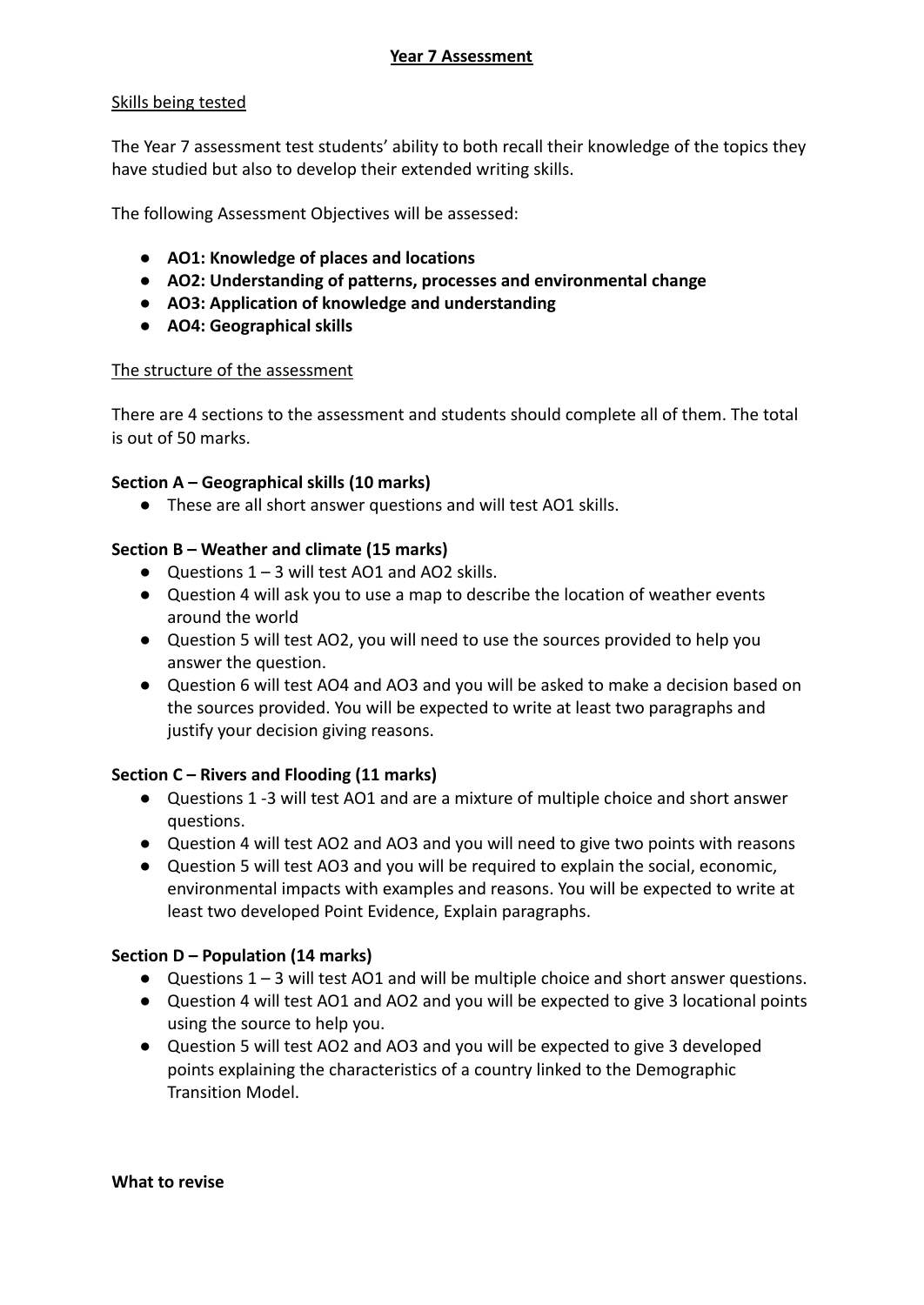# Year 7 Assessment

## Skills being tested

The Year 7 assessment test students' ability to both recall their knowledge of the topics they have studied but also to develop their extended writing skills.

The following Assessment Objectives will be assessed:

- **AO1: Knowledge of places and locations**
- **AO2: Understanding of patterns, processes and environmental change**
- **AO3: Application of knowledge and understanding**
- **AO4: Geographical skills**

## The structure of the assessment

There are 4 sections to the assessment and students should complete all of them. The total is out of 50 marks.

### Section A – Geographical skills (10 marks)

- These are all short answer questions and will test AO1 skills.

### Section B – Weather and climate (15 marks)

- Questions 1 – 3 will test AO1 and AO2 skills.
- Question 4 will ask you to use a map to describe the location of weather events around the world
- Question 5 will test AO2, you will need to use the sources provided to help you answer the question.
- Question 6 will test AO4 and AO3 and you will be asked to make a decision based on the sources provided. You will be expected to write at least two paragraphs and justify your decision giving reasons.

### Section C – Rivers and Flooding (11 marks)

- Questions 1 -3 will test AO1 and are a mixture of multiple choice and short answer questions.
- Question 4 will test AO2 and AO3 and you will need to give two points with reasons
- Question 5 will test AO3 and you will be required to explain the social, economic, environmental impacts with examples and reasons. You will be expected to write at least two developed Point Evidence, Explain paragraphs.

### Section D – Population (14 marks)

- Questions 1 – 3 will test AO1 and will be multiple choice and short answer questions.
- Question 4 will test AO1 and AO2 and you will be expected to give 3 locational points using the source to help you.
- Question 5 will test AO2 and AO3 and you will be expected to give 3 developed points explaining the characteristics of a country linked to the Demographic Transition Model.

**What to revise**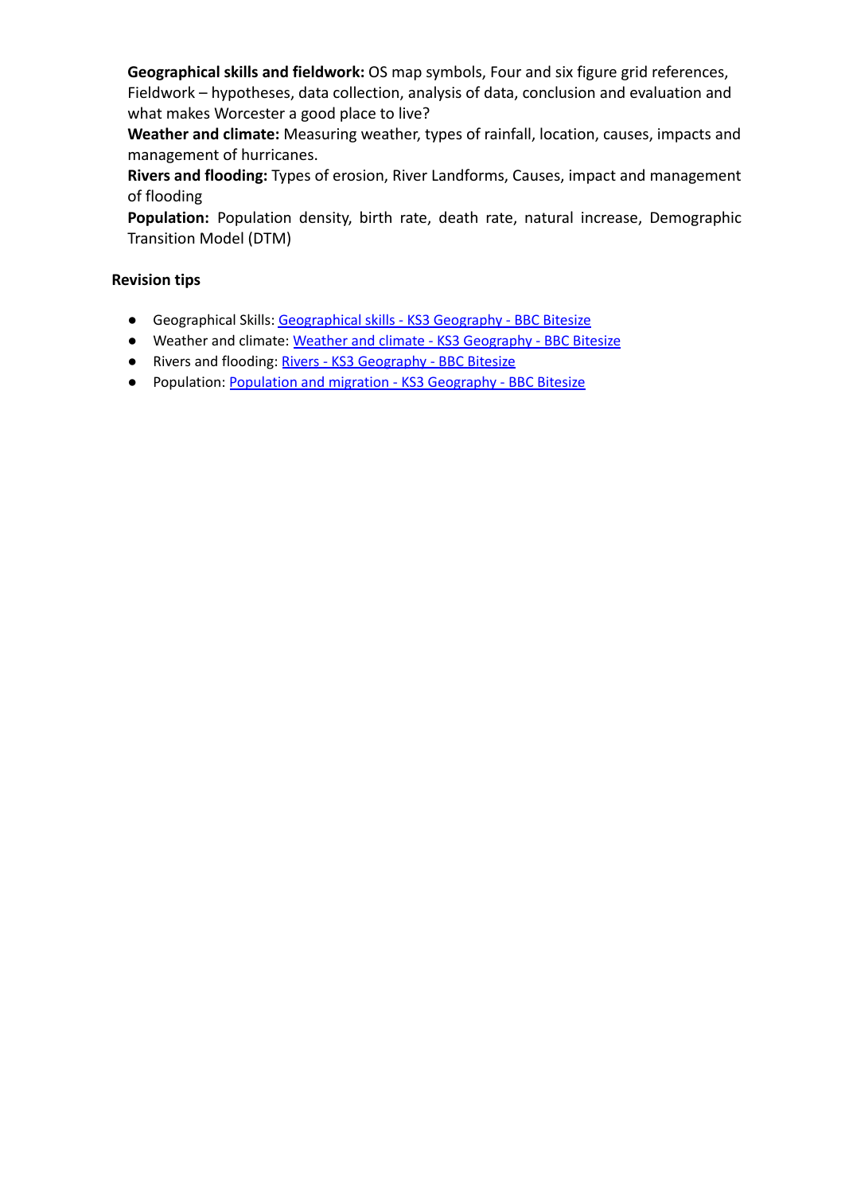**Geographical skills and fieldwork:** OS map symbols, Four and six figure grid references, Fieldwork – hypotheses, data collection, analysis of data, conclusion and evaluation and what makes Worcester a good place to live?

**Weather and climate:** Measuring weather, types of rainfall, location, causes, impacts and management of hurricanes.

**Rivers and flooding:** Types of erosion, River Landforms, Causes, impact and management of flooding

**Population:** Population density, birth rate, death rate, natural increase, Demographic Transition Model (DTM)

**Revision tips**

- Geographical Skills: Geographical skills - KS3 Geography - BBC Bitesize
- Weather and climate: Weather and climate - KS3 Geography - BBC Bitesize
- Rivers and flooding: Rivers - KS3 Geography - BBC Bitesize
- Population: Population and migration - KS3 Geography - BBC Bitesize